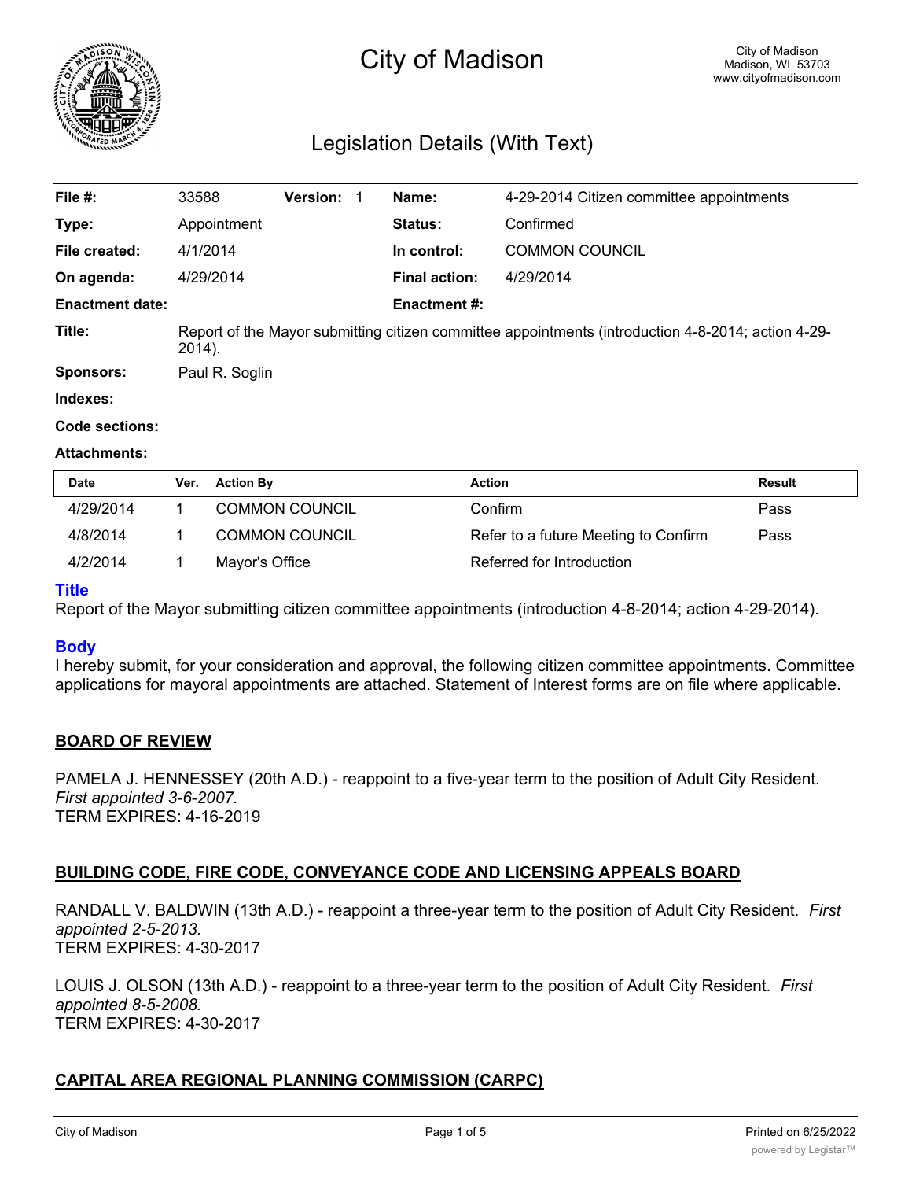# City of Madison

City of Madison
Madison, WI 53703
www.cityofmadison.com

## Legislation Details (With Text)

| | | | | | |
|---|---|---|---|---|---|
| **File #:** | 33588 | **Version:** 1 | | **Name:** | 4-29-2014 Citizen committee appointments |
| **Type:** | Appointment | | | **Status:** | Confirmed |
| **File created:** | 4/1/2014 | | | **In control:** | COMMON COUNCIL |
| **On agenda:** | 4/29/2014 | | | **Final action:** | 4/29/2014 |
| **Enactment date:** | | | | **Enactment #:** | |

**Title:** Report of the Mayor submitting citizen committee appointments (introduction 4-8-2014; action 4-29-2014).

**Sponsors:** Paul R. Soglin

**Indexes:**

**Code sections:**

**Attachments:**

| Date | Ver. | Action By | Action | Result |
|---|---|---|---|---|
| 4/29/2014 | 1 | COMMON COUNCIL | Confirm | Pass |
| 4/8/2014 | 1 | COMMON COUNCIL | Refer to a future Meeting to Confirm | Pass |
| 4/2/2014 | 1 | Mayor's Office | Referred for Introduction | |

### Title

Report of the Mayor submitting citizen committee appointments (introduction 4-8-2014; action 4-29-2014).

### Body

I hereby submit, for your consideration and approval, the following citizen committee appointments. Committee applications for mayoral appointments are attached. Statement of Interest forms are on file where applicable.

**BOARD OF REVIEW**

PAMELA J. HENNESSEY (20th A.D.) - reappoint to a five-year term to the position of Adult City Resident. *First appointed 3-6-2007.*
TERM EXPIRES: 4-16-2019

**BUILDING CODE, FIRE CODE, CONVEYANCE CODE AND LICENSING APPEALS BOARD**

RANDALL V. BALDWIN (13th A.D.) - reappoint a three-year term to the position of Adult City Resident. *First appointed 2-5-2013.*
TERM EXPIRES: 4-30-2017

LOUIS J. OLSON (13th A.D.) - reappoint to a three-year term to the position of Adult City Resident. *First appointed 8-5-2008.*
TERM EXPIRES: 4-30-2017

**CAPITAL AREA REGIONAL PLANNING COMMISSION (CARPC)**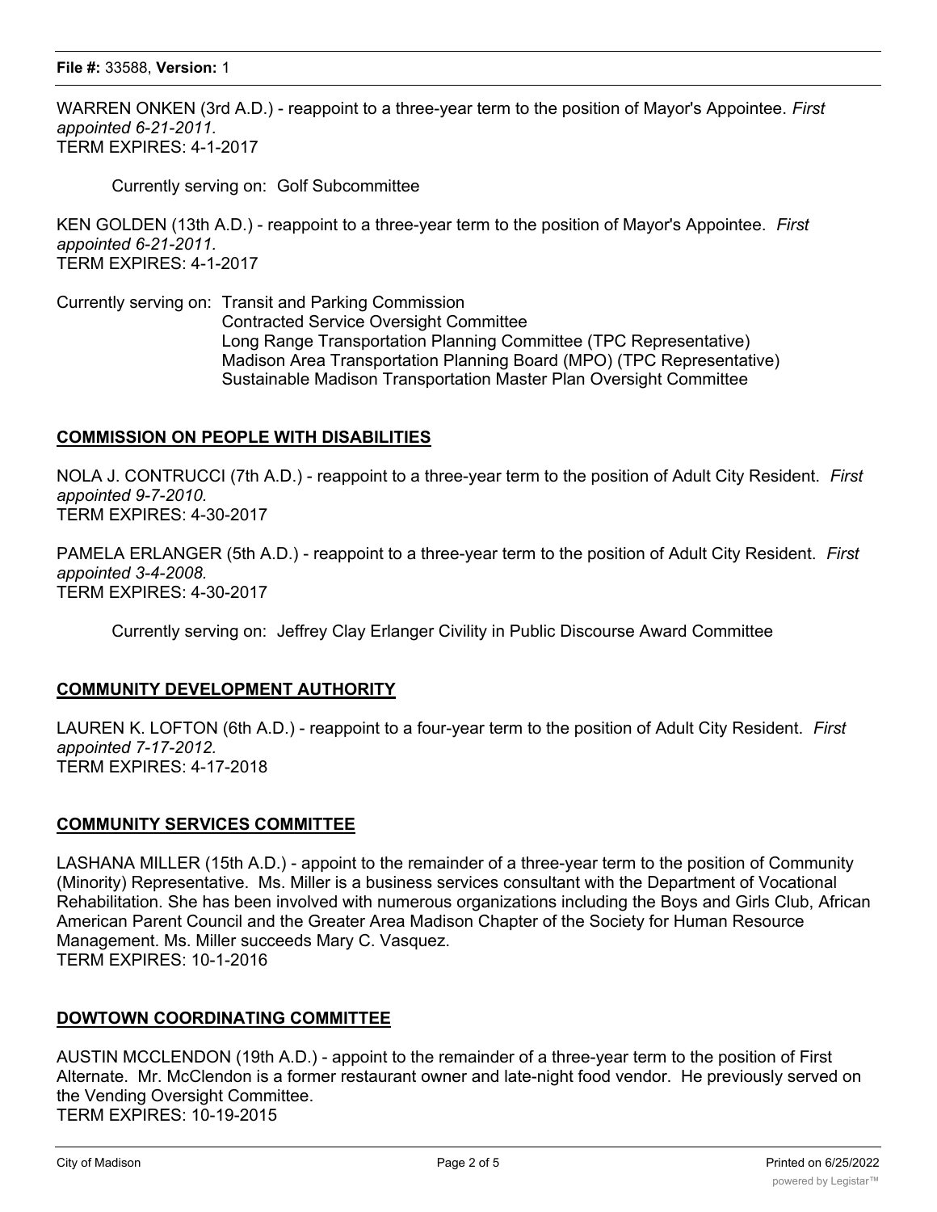WARREN ONKEN (3rd A.D.) - reappoint to a three-year term to the position of Mayor's Appointee. *First appointed 6-21-2011.*
TERM EXPIRES: 4-1-2017

Currently serving on: Golf Subcommittee

KEN GOLDEN (13th A.D.) - reappoint to a three-year term to the position of Mayor's Appointee. *First appointed 6-21-2011.*
TERM EXPIRES: 4-1-2017

Currently serving on: Transit and Parking Commission
Contracted Service Oversight Committee
Long Range Transportation Planning Committee (TPC Representative)
Madison Area Transportation Planning Board (MPO) (TPC Representative)
Sustainable Madison Transportation Master Plan Oversight Committee

## COMMISSION ON PEOPLE WITH DISABILITIES

NOLA J. CONTRUCCI (7th A.D.) - reappoint to a three-year term to the position of Adult City Resident. *First appointed 9-7-2010.*
TERM EXPIRES: 4-30-2017

PAMELA ERLANGER (5th A.D.) - reappoint to a three-year term to the position of Adult City Resident. *First appointed 3-4-2008.*
TERM EXPIRES: 4-30-2017

Currently serving on: Jeffrey Clay Erlanger Civility in Public Discourse Award Committee

## COMMUNITY DEVELOPMENT AUTHORITY

LAUREN K. LOFTON (6th A.D.) - reappoint to a four-year term to the position of Adult City Resident. *First appointed 7-17-2012.*
TERM EXPIRES: 4-17-2018

## COMMUNITY SERVICES COMMITTEE

LASHANA MILLER (15th A.D.) - appoint to the remainder of a three-year term to the position of Community (Minority) Representative. Ms. Miller is a business services consultant with the Department of Vocational Rehabilitation. She has been involved with numerous organizations including the Boys and Girls Club, African American Parent Council and the Greater Area Madison Chapter of the Society for Human Resource Management. Ms. Miller succeeds Mary C. Vasquez.
TERM EXPIRES: 10-1-2016

## DOWTOWN COORDINATING COMMITTEE

AUSTIN MCCLENDON (19th A.D.) - appoint to the remainder of a three-year term to the position of First Alternate. Mr. McClendon is a former restaurant owner and late-night food vendor. He previously served on the Vending Oversight Committee.
TERM EXPIRES: 10-19-2015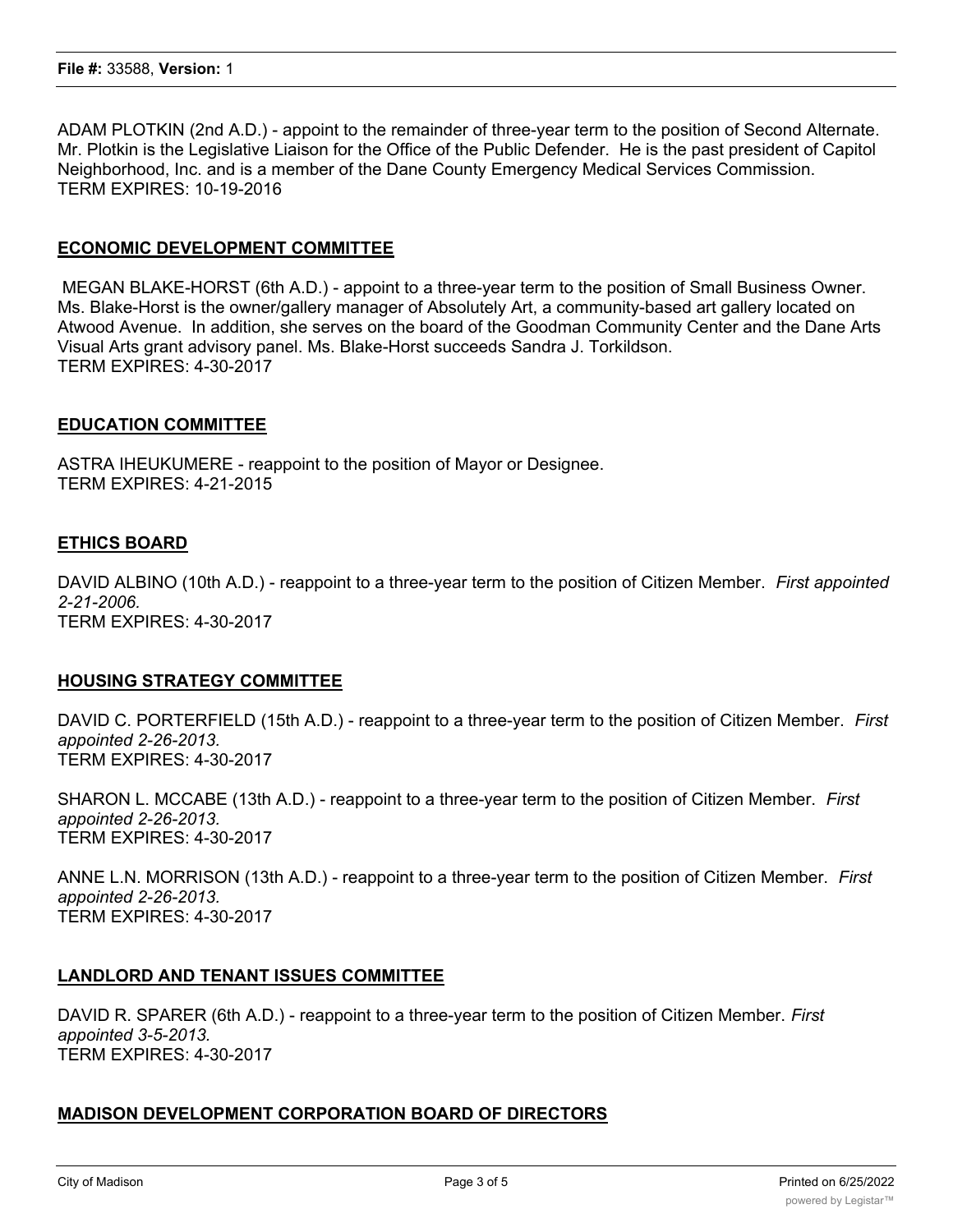ADAM PLOTKIN (2nd A.D.) - appoint to the remainder of three-year term to the position of Second Alternate. Mr. Plotkin is the Legislative Liaison for the Office of the Public Defender. He is the past president of Capitol Neighborhood, Inc. and is a member of the Dane County Emergency Medical Services Commission.
TERM EXPIRES: 10-19-2016

**ECONOMIC DEVELOPMENT COMMITTEE**

MEGAN BLAKE-HORST (6th A.D.) - appoint to a three-year term to the position of Small Business Owner. Ms. Blake-Horst is the owner/gallery manager of Absolutely Art, a community-based art gallery located on Atwood Avenue. In addition, she serves on the board of the Goodman Community Center and the Dane Arts Visual Arts grant advisory panel. Ms. Blake-Horst succeeds Sandra J. Torkildson.
TERM EXPIRES: 4-30-2017

**EDUCATION COMMITTEE**

ASTRA IHEUKUMERE - reappoint to the position of Mayor or Designee.
TERM EXPIRES: 4-21-2015

**ETHICS BOARD**

DAVID ALBINO (10th A.D.) - reappoint to a three-year term to the position of Citizen Member. *First appointed 2-21-2006.*
TERM EXPIRES: 4-30-2017

**HOUSING STRATEGY COMMITTEE**

DAVID C. PORTERFIELD (15th A.D.) - reappoint to a three-year term to the position of Citizen Member. *First appointed 2-26-2013.*
TERM EXPIRES: 4-30-2017

SHARON L. MCCABE (13th A.D.) - reappoint to a three-year term to the position of Citizen Member. *First appointed 2-26-2013.*
TERM EXPIRES: 4-30-2017

ANNE L.N. MORRISON (13th A.D.) - reappoint to a three-year term to the position of Citizen Member. *First appointed 2-26-2013.*
TERM EXPIRES: 4-30-2017

**LANDLORD AND TENANT ISSUES COMMITTEE**

DAVID R. SPARER (6th A.D.) - reappoint to a three-year term to the position of Citizen Member. *First appointed 3-5-2013.*
TERM EXPIRES: 4-30-2017

**MADISON DEVELOPMENT CORPORATION BOARD OF DIRECTORS**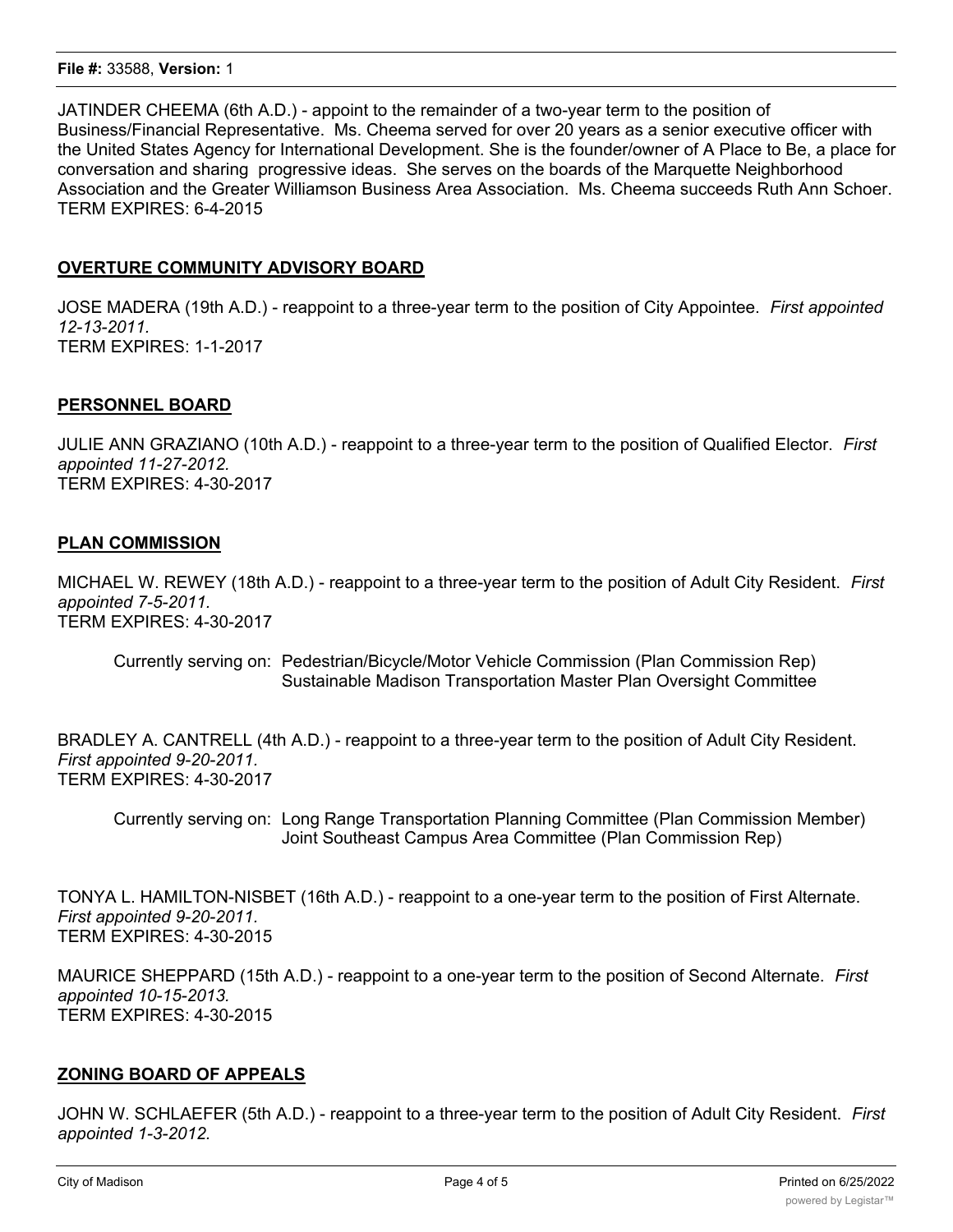JATINDER CHEEMA (6th A.D.) - appoint to the remainder of a two-year term to the position of Business/Financial Representative. Ms. Cheema served for over 20 years as a senior executive officer with the United States Agency for International Development. She is the founder/owner of A Place to Be, a place for conversation and sharing progressive ideas. She serves on the boards of the Marquette Neighborhood Association and the Greater Williamson Business Area Association. Ms. Cheema succeeds Ruth Ann Schoer.
TERM EXPIRES: 6-4-2015

**OVERTURE COMMUNITY ADVISORY BOARD**

JOSE MADERA (19th A.D.) - reappoint to a three-year term to the position of City Appointee. *First appointed 12-13-2011.*
TERM EXPIRES: 1-1-2017

**PERSONNEL BOARD**

JULIE ANN GRAZIANO (10th A.D.) - reappoint to a three-year term to the position of Qualified Elector. *First appointed 11-27-2012.*
TERM EXPIRES: 4-30-2017

**PLAN COMMISSION**

MICHAEL W. REWEY (18th A.D.) - reappoint to a three-year term to the position of Adult City Resident. *First appointed 7-5-2011.*
TERM EXPIRES: 4-30-2017

Currently serving on: Pedestrian/Bicycle/Motor Vehicle Commission (Plan Commission Rep)
Sustainable Madison Transportation Master Plan Oversight Committee

BRADLEY A. CANTRELL (4th A.D.) - reappoint to a three-year term to the position of Adult City Resident. *First appointed 9-20-2011.*
TERM EXPIRES: 4-30-2017

Currently serving on: Long Range Transportation Planning Committee (Plan Commission Member)
Joint Southeast Campus Area Committee (Plan Commission Rep)

TONYA L. HAMILTON-NISBET (16th A.D.) - reappoint to a one-year term to the position of First Alternate. *First appointed 9-20-2011.*
TERM EXPIRES: 4-30-2015

MAURICE SHEPPARD (15th A.D.) - reappoint to a one-year term to the position of Second Alternate. *First appointed 10-15-2013.*
TERM EXPIRES: 4-30-2015

**ZONING BOARD OF APPEALS**

JOHN W. SCHLAEFER (5th A.D.) - reappoint to a three-year term to the position of Adult City Resident. *First appointed 1-3-2012.*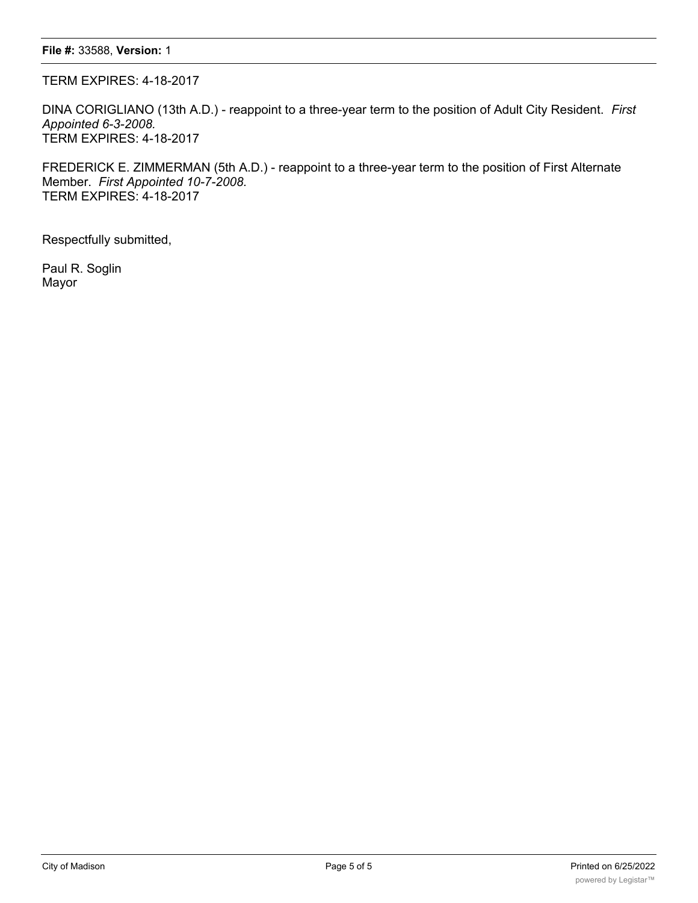TERM EXPIRES: 4-18-2017

DINA CORIGLIANO (13th A.D.) - reappoint to a three-year term to the position of Adult City Resident. *First Appointed 6-3-2008.*
TERM EXPIRES: 4-18-2017

FREDERICK E. ZIMMERMAN (5th A.D.) - reappoint to a three-year term to the position of First Alternate Member. *First Appointed 10-7-2008.*
TERM EXPIRES: 4-18-2017

Respectfully submitted,

Paul R. Soglin
Mayor